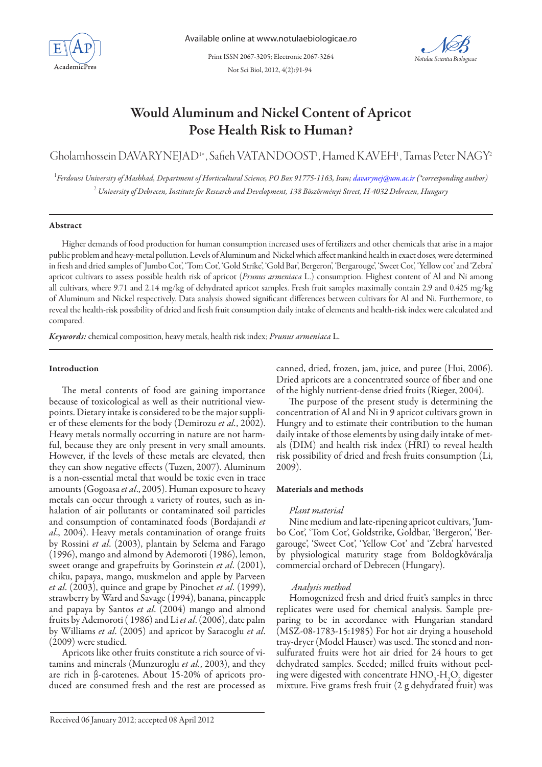# Would Aluminum and Nickel Content of Apricot Pose Health Risk to Human?

Gholamhossein DAVARYNEJAD[1*], Safieh VATANDOOST[1], Hamed KAVEH[1], Tamas Peter NAGY[2]

[1]*Ferdowsi University of Mashhad, Department of Horticultural Science, PO Box 91775-1163, Iran; davarynej@um.ac.ir (\*corresponding author)*

[2] *University of Debrecen, Institute for Research and Development, 138 Böszörményi Street, H-4032 Debrecen, Hungary*

## Abstract

Higher demands of food production for human consumption increased uses of fertilizers and other chemicals that arise in a major public problem and heavy-metal pollution. Levels of Aluminum and Nickel which affect mankind health in exact doses, were determined in fresh and dried samples of 'Jumbo Cot', 'Tom Cot', 'Gold Strike', 'Gold Bar', Bergeron', 'Bergarouge', 'Sweet Cot', 'Yellow cot' and 'Zebra' apricot cultivars to assess possible health risk of apricot (*Prunus armeniaca* L.) consumption. Highest content of Al and Ni among all cultivars, where 9.71 and 2.14 mg/kg of dehydrated apricot samples. Fresh fruit samples maximally contain 2.9 and 0.425 mg/kg of Aluminum and Nickel respectively. Data analysis showed significant differences between cultivars for Al and Ni. Furthermore, to reveal the health-risk possibility of dried and fresh fruit consumption daily intake of elements and health-risk index were calculated and compared.

***Keywords:*** chemical composition, heavy metals, health risk index; *Prunus armeniaca* L.

## Introduction

The metal contents of food are gaining importance because of toxicological as well as their nutritional viewpoints. Dietary intake is considered to be the major supplier of these elements for the body (Demirozu *et al*., 2002). Heavy metals normally occurring in nature are not harmful, because they are only present in very small amounts. However, if the levels of these metals are elevated, then they can show negative effects (Tuzen, 2007). Aluminum is a non-essential metal that would be toxic even in trace amounts (Gogoasa *et al*., 2005). Human exposure to heavy metals can occur through a variety of routes, such as inhalation of air pollutants or contaminated soil particles and consumption of contaminated foods (Bordajandi *et al*., 2004). Heavy metals contamination of orange fruits by Rossini *et al*. (2003), plantain by Selema and Farago (1996), mango and almond by Ademoroti (1986), lemon, sweet orange and grapefruits by Gorinstein *et al*. (2001), chiku, papaya, mango, muskmelon and apple by Parveen *et al*. (2003), quince and grape by Pinochet *et al*. (1999), strawberry by Ward and Savage (1994), banana, pineapple and papaya by Santos *et al*. (2004) mango and almond fruits by Ademoroti ( 1986) and Li *et al*. (2006), date palm by Williams *et al*. (2005) and apricot by Saracoglu *et al*. (2009) were studied.

Apricots like other fruits constitute a rich source of vitamins and minerals (Munzuroglu *et al*., 2003), and they are rich in β-carotenes. About 15-20% of apricots produced are consumed fresh and the rest are processed as canned, dried, frozen, jam, juice, and puree (Hui, 2006). Dried apricots are a concentrated source of fiber and one of the highly nutrient-dense dried fruits (Rieger, 2004).

The purpose of the present study is determining the concentration of Al and Ni in 9 apricot cultivars grown in Hungry and to estimate their contribution to the human daily intake of those elements by using daily intake of metals (DIM) and health risk index (HRI) to reveal health risk possibility of dried and fresh fruits consumption (Li, 2009).

## Materials and methods

### *Plant material*

Nine medium and late-ripening apricot cultivars, 'Jumbo Cot', 'Tom Cot', Goldstrike, Goldbar, 'Bergeron', 'Bergarouge', 'Sweet Cot', 'Yellow Cot' and 'Zebra' harvested by physiological maturity stage from Boldogkőváralja commercial orchard of Debrecen (Hungary).

### *Analysis method*

Homogenized fresh and dried fruit's samples in three replicates were used for chemical analysis. Sample preparing to be in accordance with Hungarian standard (MSZ-08-1783-15:1985) For hot air drying a household tray-dryer (Model Hauser) was used. The stoned and non-sulfurated fruits were hot air dried for 24 hours to get dehydrated samples. Seeded; milled fruits without peeling were digested with concentrate $HNO_3$-$H_2O_2$ digester mixture. Five grams fresh fruit (2 g dehydrated fruit) was

Received 06 January 2012; accepted 08 April 2012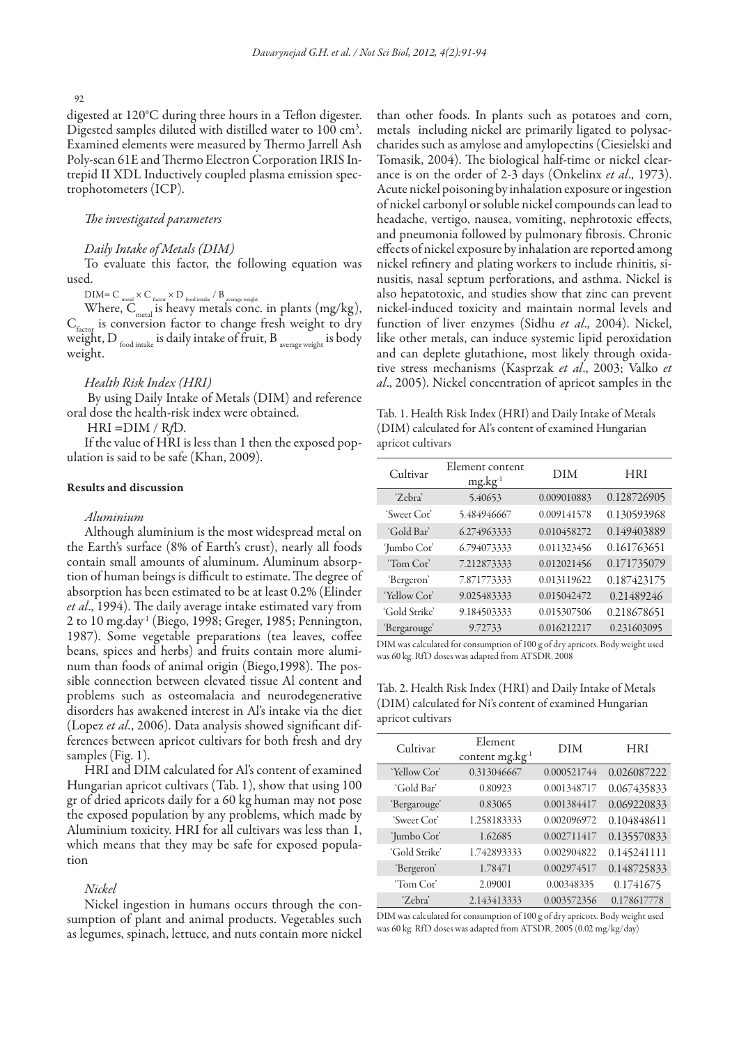digested at 120°C during three hours in a Teflon digester. Digested samples diluted with distilled water to 100 $cm^3$. Examined elements were measured by Thermo Jarrell Ash Poly-scan 61E and Thermo Electron Corporation IRIS Intrepid II XDL Inductively coupled plasma emission spectrophotometers (ICP).

*The investigated parameters*

*Daily Intake of Metals (DIM)*

To evaluate this factor, the following equation was used.

$DIM = C_{metal} \times C_{factor} \times D_{food\ intake} / B_{average\ weight}$

Where, $C_{metal}$ is heavy metals conc. in plants (mg/kg), $C_{factor}$ is conversion factor to change fresh weight to dry weight, $D_{food\ intake}$ is daily intake of fruit, $B_{average\ weight}$ is body weight.

*Health Risk Index (HRI)*

By using Daily Intake of Metals (DIM) and reference oral dose the health-risk index were obtained.

$HRI = DIM / RfD$.

If the value of HRI is less than 1 then the exposed population is said to be safe (Khan, 2009).

## Results and discussion

*Aluminium*

Although aluminium is the most widespread metal on the Earth's surface (8% of Earth's crust), nearly all foods contain small amounts of aluminum. Aluminum absorption of human beings is difficult to estimate. The degree of absorption has been estimated to be at least 0.2% (Elinder *et al*., 1994). The daily average intake estimated vary from 2 to 10 $mg.day^{-1}$ (Biego, 1998; Greger, 1985; Pennington, 1987). Some vegetable preparations (tea leaves, coffee beans, spices and herbs) and fruits contain more aluminum than foods of animal origin (Biego,1998). The possible connection between elevated tissue Al content and problems such as osteomalacia and neurodegenerative disorders has awakened interest in Al's intake via the diet (Lopez *et al*., 2006). Data analysis showed significant differences between apricot cultivars for both fresh and dry samples (Fig. 1).

HRI and DIM calculated for Al's content of examined Hungarian apricot cultivars (Tab. 1), show that using 100 gr of dried apricots daily for a 60 kg human may not pose the exposed population by any problems, which made by Aluminium toxicity. HRI for all cultivars was less than 1, which means that they may be safe for exposed population

*Nickel*

Nickel ingestion in humans occurs through the consumption of plant and animal products. Vegetables such as legumes, spinach, lettuce, and nuts contain more nickel than other foods. In plants such as potatoes and corn, metals including nickel are primarily ligated to polysaccharides such as amylose and amylopectins (Ciesielski and Tomasik, 2004). The biological half-time or nickel clearance is on the order of 2-3 days (Onkelinx *et al*., 1973). Acute nickel poisoning by inhalation exposure or ingestion of nickel carbonyl or soluble nickel compounds can lead to headache, vertigo, nausea, vomiting, nephrotoxic effects, and pneumonia followed by pulmonary fibrosis. Chronic effects of nickel exposure by inhalation are reported among nickel refinery and plating workers to include rhinitis, sinusitis, nasal septum perforations, and asthma. Nickel is also hepatotoxic, and studies show that zinc can prevent nickel-induced toxicity and maintain normal levels and function of liver enzymes (Sidhu *et al*., 2004). Nickel, like other metals, can induce systemic lipid peroxidation and can deplete glutathione, most likely through oxidative stress mechanisms (Kasprzak *et al*., 2003; Valko *et al*., 2005). Nickel concentration of apricot samples in the

Tab. 1. Health Risk Index (HRI) and Daily Intake of Metals (DIM) calculated for Al's content of examined Hungarian apricot cultivars

| Cultivar | Element content $mg.kg^{-1}$ | DIM | HRI |
|---|---|---|---|
| 'Zebra' | 5.40653 | 0.009010883 | 0.128726905 |
| 'Sweet Cot' | 5.484946667 | 0.009141578 | 0.130593968 |
| 'Gold Bar' | 6.274963333 | 0.010458272 | 0.149403889 |
| 'Jumbo Cot' | 6.794073333 | 0.011323456 | 0.161763651 |
| 'Tom Cot' | 7.212873333 | 0.012021456 | 0.171735079 |
| 'Bergeron' | 7.871773333 | 0.013119622 | 0.187423175 |
| 'Yellow Cot' | 9.025483333 | 0.015042472 | 0.21489246 |
| 'Gold Strike' | 9.184503333 | 0.015307506 | 0.218678651 |
| 'Bergarouge' | 9.72733 | 0.016212217 | 0.231603095 |

DIM was calculated for consumption of 100 g of dry apricots. Body weight used was 60 kg. RfD doses was adapted from ATSDR, 2008

Tab. 2. Health Risk Index (HRI) and Daily Intake of Metals (DIM) calculated for Ni's content of examined Hungarian apricot cultivars

| Cultivar | Element content $mg.kg^{-1}$ | DIM | HRI |
|---|---|---|---|
| 'Yellow Cot' | 0.313046667 | 0.000521744 | 0.026087222 |
| 'Gold Bar' | 0.80923 | 0.001348717 | 0.067435833 |
| 'Bergarouge' | 0.83065 | 0.001384417 | 0.069220833 |
| 'Sweet Cot' | 1.258183333 | 0.002096972 | 0.104848611 |
| 'Jumbo Cot' | 1.62685 | 0.002711417 | 0.135570833 |
| 'Gold Strike' | 1.742893333 | 0.002904822 | 0.145241111 |
| 'Bergeron' | 1.78471 | 0.002974517 | 0.148725833 |
| 'Tom Cot' | 2.09001 | 0.00348335 | 0.1741675 |
| 'Zebra' | 2.143413333 | 0.003572356 | 0.178617778 |

DIM was calculated for consumption of 100 g of dry apricots. Body weight used was 60 kg. RfD doses was adapted from ATSDR, 2005 (0.02 mg/kg/day)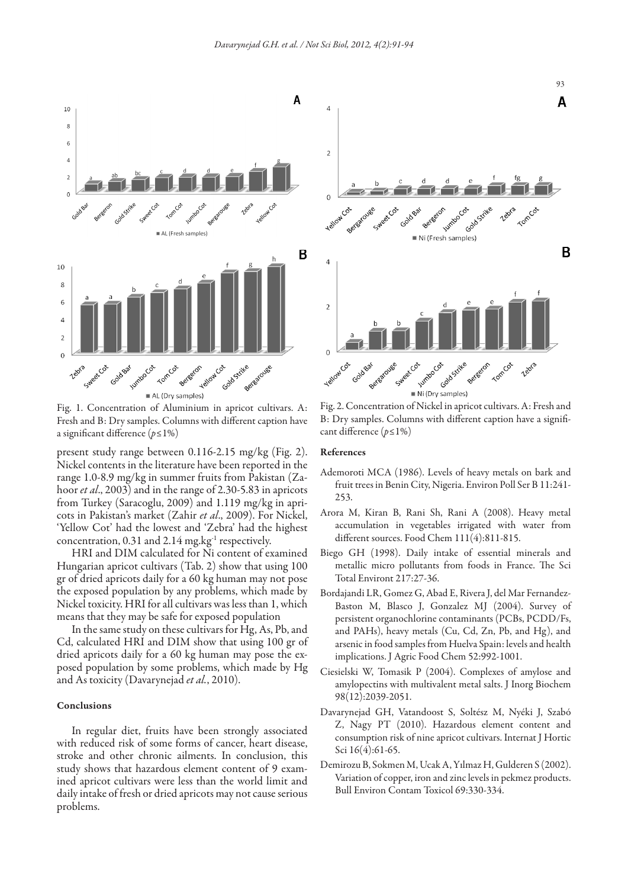Fig. 1. Concentration of Aluminium in apricot cultivars. A: Fresh and B: Dry samples. Columns with different caption have a significant difference ($p \leq 1\%$)

present study range between 0.116-2.15 mg/kg (Fig. 2). Nickel contents in the literature have been reported in the range 1.0-8.9 mg/kg in summer fruits from Pakistan (Zahoor *et al*., 2003) and in the range of 2.30-5.83 in apricots from Turkey (Saracoglu, 2009) and 1.119 mg/kg in apricots in Pakistan's market (Zahir *et al*., 2009). For Nickel, 'Yellow Cot' had the lowest and 'Zebra' had the highest concentration, 0.31 and 2.14 $mg.kg^{-1}$ respectively.

HRI and DIM calculated for Ni content of examined Hungarian apricot cultivars (Tab. 2) show that using 100 gr of dried apricots daily for a 60 kg human may not pose the exposed population by any problems, which made by Nickel toxicity. HRI for all cultivars was less than 1, which means that they may be safe for exposed population

In the same study on these cultivars for Hg, As, Pb, and Cd, calculated HRI and DIM show that using 100 gr of dried apricots daily for a 60 kg human may pose the exposed population by some problems, which made by Hg and As toxicity (Davarynejad *et al.*, 2010).

## Conclusions

In regular diet, fruits have been strongly associated with reduced risk of some forms of cancer, heart disease, stroke and other chronic ailments. In conclusion, this study shows that hazardous element content of 9 examined apricot cultivars were less than the world limit and daily intake of fresh or dried apricots may not cause serious problems.

Fig. 2. Concentration of Nickel in apricot cultivars. A: Fresh and B: Dry samples. Columns with different caption have a significant difference ($p \leq 1\%$)

## References

Ademoroti MCA (1986). Levels of heavy metals on bark and fruit trees in Benin City, Nigeria. Environ Poll Ser B 11:241-253.

Arora M, Kiran B, Rani Sh, Rani A (2008). Heavy metal accumulation in vegetables irrigated with water from different sources. Food Chem 111(4):811-815.

Biego GH (1998). Daily intake of essential minerals and metallic micro pollutants from foods in France. The Sci Total Environt 217:27-36.

Bordajandi LR, Gomez G, Abad E, Rivera J, del Mar Fernandez-Baston M, Blasco J, Gonzalez MJ (2004). Survey of persistent organochlorine contaminants (PCBs, PCDD/Fs, and PAHs), heavy metals (Cu, Cd, Zn, Pb, and Hg), and arsenic in food samples from Huelva Spain: levels and health implications. J Agric Food Chem 52:992-1001.

Ciesielski W, Tomasik P (2004). Complexes of amylose and amylopectins with multivalent metal salts. J Inorg Biochem 98(12):2039-2051.

Davarynejad GH, Vatandoost S, Soltész M, Nyéki J, Szabó Z, Nagy PT (2010). Hazardous element content and consumption risk of nine apricot cultivars. Internat J Hortic Sci 16(4):61-65.

Demirozu B, Sokmen M, Ucak A, Yılmaz H, Gulderen S (2002). Variation of copper, iron and zinc levels in pekmez products. Bull Environ Contam Toxicol 69:330-334.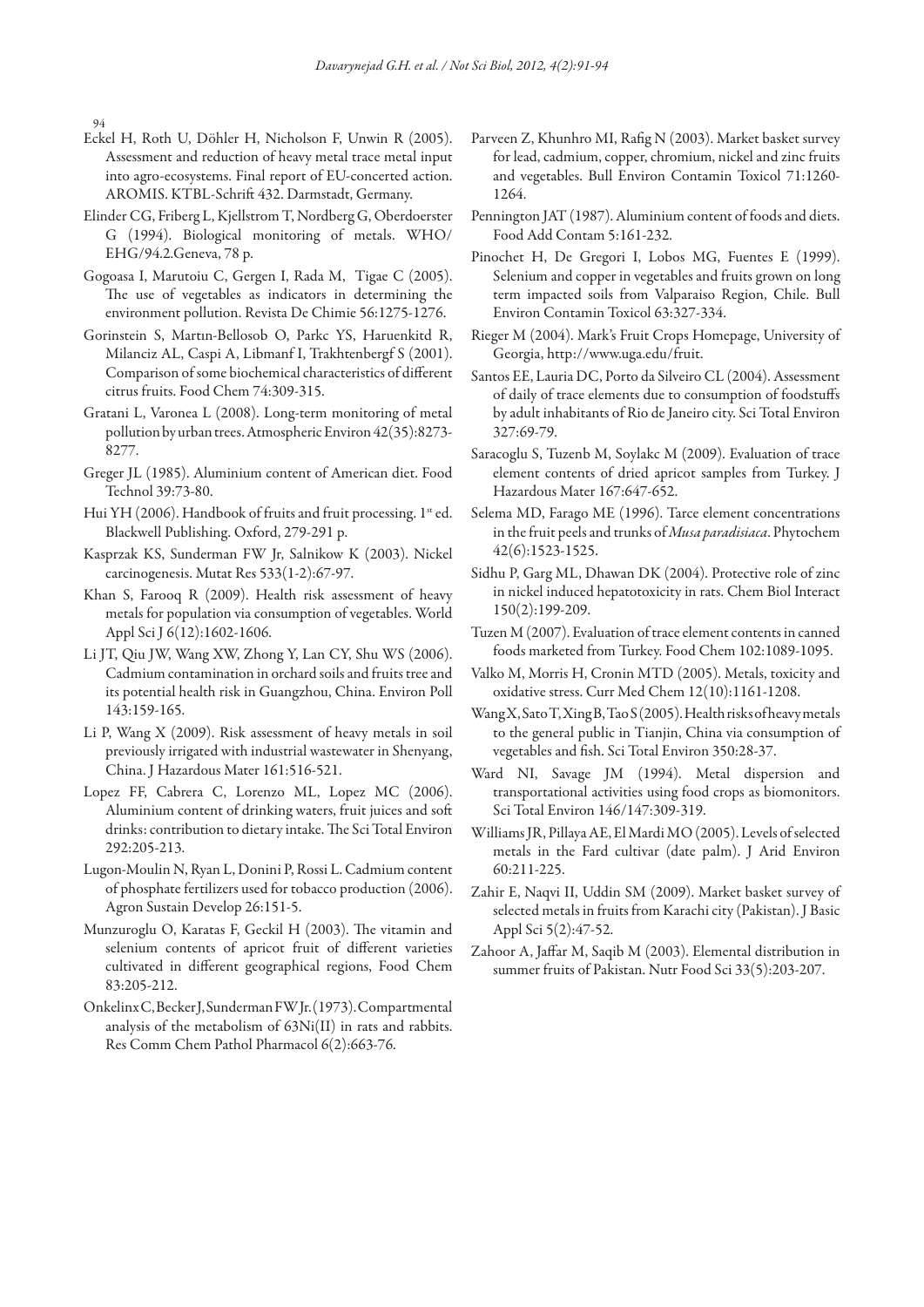Eckel H, Roth U, Döhler H, Nicholson F, Unwin R (2005). Assessment and reduction of heavy metal trace metal input into agro-ecosystems. Final report of EU-concerted action. AROMIS. KTBL-Schrift 432. Darmstadt, Germany.

Elinder CG, Friberg L, Kjellstrom T, Nordberg G, Oberdoerster G (1994). Biological monitoring of metals. WHO/ EHG/94.2.Geneva, 78 p.

Gogoasa I, Marutoiu C, Gergen I, Rada M, Tigae C (2005). The use of vegetables as indicators in determining the environment pollution. Revista De Chimie 56:1275-1276.

Gorinstein S, Martın-Bellosob O, Parkc YS, Haruenkitd R, Milanciz AL, Caspi A, Libmanf I, Trakhtenbergf S (2001). Comparison of some biochemical characteristics of different citrus fruits. Food Chem 74:309-315.

Gratani L, Varonea L (2008). Long-term monitoring of metal pollution by urban trees. Atmospheric Environ 42(35):8273-8277.

Greger JL (1985). Aluminium content of American diet. Food Technol 39:73-80.

Hui YH (2006). Handbook of fruits and fruit processing. 1st ed. Blackwell Publishing. Oxford, 279-291 p.

Kasprzak KS, Sunderman FW Jr, Salnikow K (2003). Nickel carcinogenesis. Mutat Res 533(1-2):67-97.

Khan S, Farooq R (2009). Health risk assessment of heavy metals for population via consumption of vegetables. World Appl Sci J 6(12):1602-1606.

Li JT, Qiu JW, Wang XW, Zhong Y, Lan CY, Shu WS (2006). Cadmium contamination in orchard soils and fruits tree and its potential health risk in Guangzhou, China. Environ Poll 143:159-165.

Li P, Wang X (2009). Risk assessment of heavy metals in soil previously irrigated with industrial wastewater in Shenyang, China. J Hazardous Mater 161:516-521.

Lopez FF, Cabrera C, Lorenzo ML, Lopez MC (2006). Aluminium content of drinking waters, fruit juices and soft drinks: contribution to dietary intake. The Sci Total Environ 292:205-213.

Lugon-Moulin N, Ryan L, Donini P, Rossi L. Cadmium content of phosphate fertilizers used for tobacco production (2006). Agron Sustain Develop 26:151-5.

Munzuroglu O, Karatas F, Geckil H (2003). The vitamin and selenium contents of apricot fruit of different varieties cultivated in different geographical regions, Food Chem 83:205-212.

Onkelinx C, Becker J, Sunderman FW Jr. (1973). Compartmental analysis of the metabolism of 63Ni(II) in rats and rabbits. Res Comm Chem Pathol Pharmacol 6(2):663-76.

Parveen Z, Khunhro MI, Rafig N (2003). Market basket survey for lead, cadmium, copper, chromium, nickel and zinc fruits and vegetables. Bull Environ Contamin Toxicol 71:1260-1264.

Pennington JAT (1987). Aluminium content of foods and diets. Food Add Contam 5:161-232.

Pinochet H, De Gregori I, Lobos MG, Fuentes E (1999). Selenium and copper in vegetables and fruits grown on long term impacted soils from Valparaiso Region, Chile. Bull Environ Contamin Toxicol 63:327-334.

Rieger M (2004). Mark's Fruit Crops Homepage, University of Georgia, http://www.uga.edu/fruit.

Santos EE, Lauria DC, Porto da Silveiro CL (2004). Assessment of daily of trace elements due to consumption of foodstuffs by adult inhabitants of Rio de Janeiro city. Sci Total Environ 327:69-79.

Saracoglu S, Tuzenb M, Soylakc M (2009). Evaluation of trace element contents of dried apricot samples from Turkey. J Hazardous Mater 167:647-652.

Selema MD, Farago ME (1996). Tarce element concentrations in the fruit peels and trunks of *Musa paradisiaca*. Phytochem 42(6):1523-1525.

Sidhu P, Garg ML, Dhawan DK (2004). Protective role of zinc in nickel induced hepatotoxicity in rats. Chem Biol Interact 150(2):199-209.

Tuzen M (2007). Evaluation of trace element contents in canned foods marketed from Turkey. Food Chem 102:1089-1095.

Valko M, Morris H, Cronin MTD (2005). Metals, toxicity and oxidative stress. Curr Med Chem 12(10):1161-1208.

Wang X, Sato T, Xing B, Tao S (2005). Health risks of heavy metals to the general public in Tianjin, China via consumption of vegetables and fish. Sci Total Environ 350:28-37.

Ward NI, Savage JM (1994). Metal dispersion and transportational activities using food crops as biomonitors. Sci Total Environ 146/147:309-319.

Williams JR, Pillaya AE, El Mardi MO (2005). Levels of selected metals in the Fard cultivar (date palm). J Arid Environ 60:211-225.

Zahir E, Naqvi II, Uddin SM (2009). Market basket survey of selected metals in fruits from Karachi city (Pakistan). J Basic Appl Sci 5(2):47-52.

Zahoor A, Jaffar M, Saqib M (2003). Elemental distribution in summer fruits of Pakistan. Nutr Food Sci 33(5):203-207.